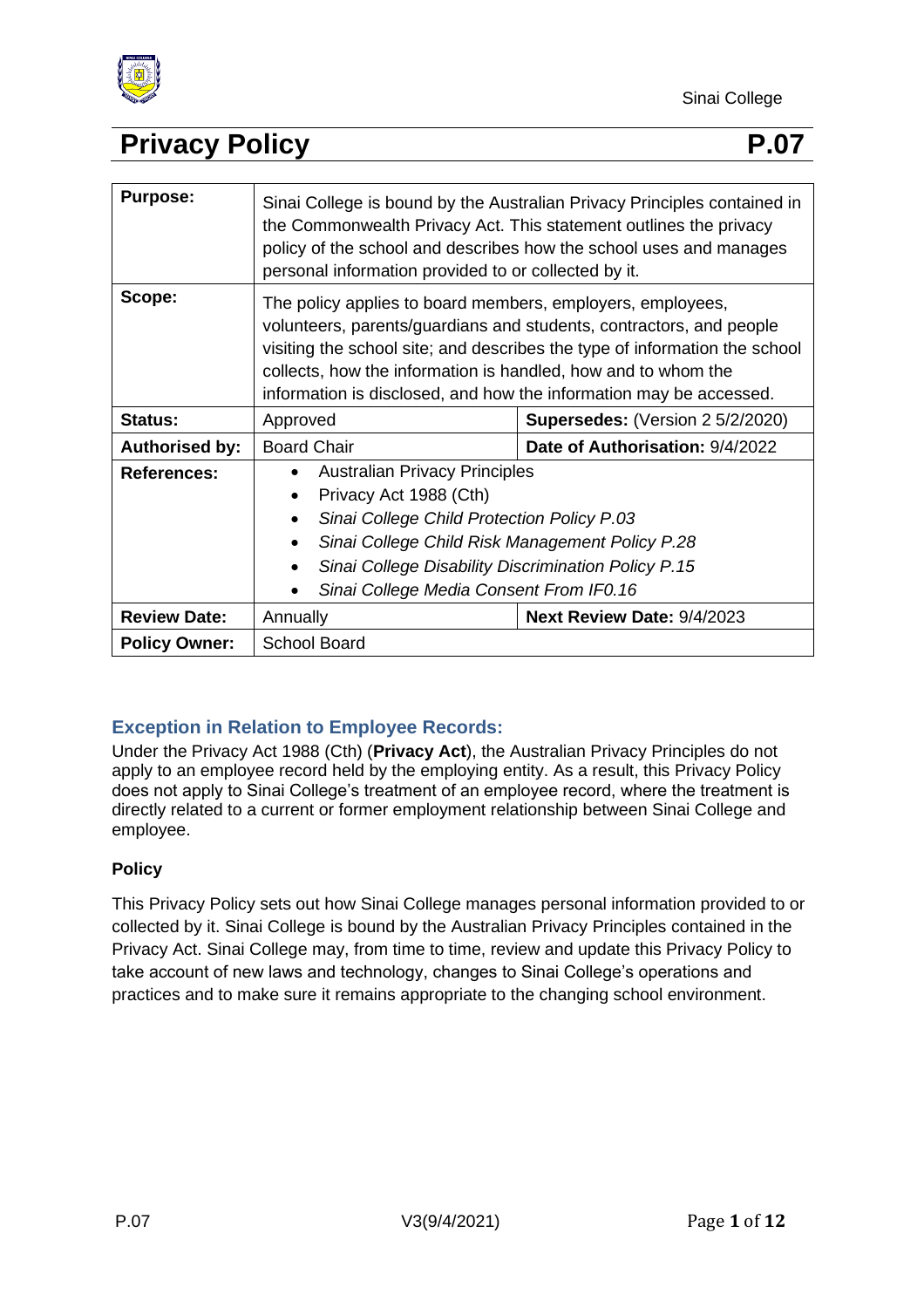# Privacy Policy P.07

| | | |
|---|---|---|
| **Purpose:** | Sinai College is bound by the Australian Privacy Principles contained in the Commonwealth Privacy Act. This statement outlines the privacy policy of the school and describes how the school uses and manages personal information provided to or collected by it. | |
| **Scope:** | The policy applies to board members, employers, employees, volunteers, parents/guardians and students, contractors, and people visiting the school site; and describes the type of information the school collects, how the information is handled, how and to whom the information is disclosed, and how the information may be accessed. | |
| **Status:** | Approved | **Supersedes:** (Version 2 5/2/2020) |
| **Authorised by:** | Board Chair | **Date of Authorisation:** 9/4/2022 |
| **References:** | • Australian Privacy Principles<br>• Privacy Act 1988 (Cth)<br>• *Sinai College Child Protection Policy P.03*<br>• *Sinai College Child Risk Management Policy P.28*<br>• *Sinai College Disability Discrimination Policy P.15*<br>• *Sinai College Media Consent From IF0.16* | |
| **Review Date:** | Annually | **Next Review Date:** 9/4/2023 |
| **Policy Owner:** | School Board | |

## Exception in Relation to Employee Records:

Under the Privacy Act 1988 (Cth) (**Privacy Act**), the Australian Privacy Principles do not apply to an employee record held by the employing entity. As a result, this Privacy Policy does not apply to Sinai College's treatment of an employee record, where the treatment is directly related to a current or former employment relationship between Sinai College and employee.

### Policy

This Privacy Policy sets out how Sinai College manages personal information provided to or collected by it. Sinai College is bound by the Australian Privacy Principles contained in the Privacy Act. Sinai College may, from time to time, review and update this Privacy Policy to take account of new laws and technology, changes to Sinai College's operations and practices and to make sure it remains appropriate to the changing school environment.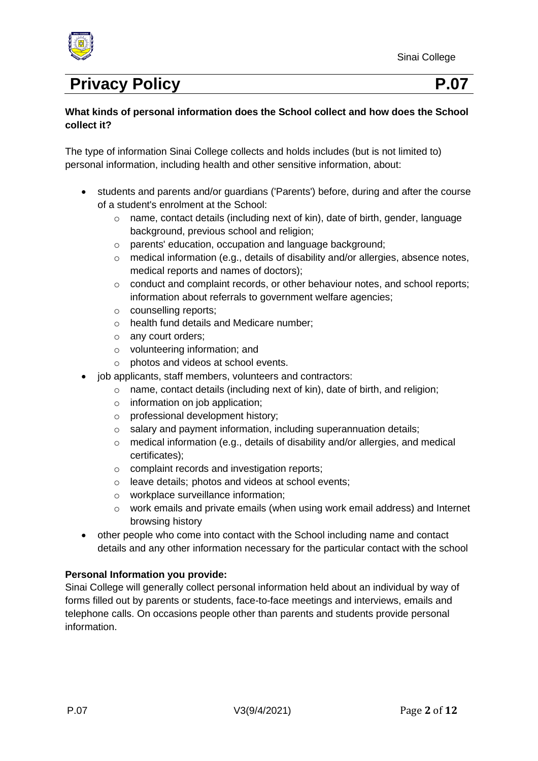# Privacy Policy P.07

**What kinds of personal information does the School collect and how does the School collect it?**

The type of information Sinai College collects and holds includes (but is not limited to) personal information, including health and other sensitive information, about:

- students and parents and/or guardians ('Parents') before, during and after the course of a student's enrolment at the School:
  - name, contact details (including next of kin), date of birth, gender, language background, previous school and religion;
  - parents' education, occupation and language background;
  - medical information (e.g., details of disability and/or allergies, absence notes, medical reports and names of doctors);
  - conduct and complaint records, or other behaviour notes, and school reports; information about referrals to government welfare agencies;
  - counselling reports;
  - health fund details and Medicare number;
  - any court orders;
  - volunteering information; and
  - photos and videos at school events.
- job applicants, staff members, volunteers and contractors:
  - name, contact details (including next of kin), date of birth, and religion;
  - information on job application;
  - professional development history;
  - salary and payment information, including superannuation details;
  - medical information (e.g., details of disability and/or allergies, and medical certificates);
  - complaint records and investigation reports;
  - leave details; photos and videos at school events;
  - workplace surveillance information;
  - work emails and private emails (when using work email address) and Internet browsing history
- other people who come into contact with the School including name and contact details and any other information necessary for the particular contact with the school

**Personal Information you provide:**

Sinai College will generally collect personal information held about an individual by way of forms filled out by parents or students, face-to-face meetings and interviews, emails and telephone calls. On occasions people other than parents and students provide personal information.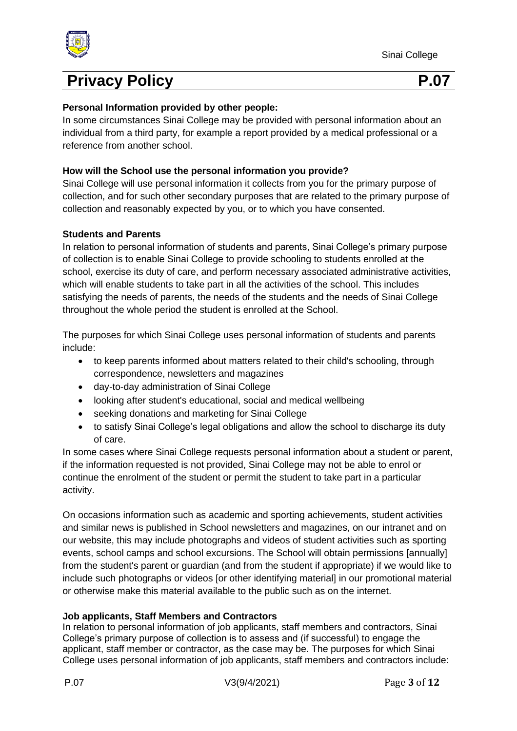**Personal Information provided by other people:**

In some circumstances Sinai College may be provided with personal information about an individual from a third party, for example a report provided by a medical professional or a reference from another school.

**How will the School use the personal information you provide?**

Sinai College will use personal information it collects from you for the primary purpose of collection, and for such other secondary purposes that are related to the primary purpose of collection and reasonably expected by you, or to which you have consented.

**Students and Parents**

In relation to personal information of students and parents, Sinai College's primary purpose of collection is to enable Sinai College to provide schooling to students enrolled at the school, exercise its duty of care, and perform necessary associated administrative activities, which will enable students to take part in all the activities of the school. This includes satisfying the needs of parents, the needs of the students and the needs of Sinai College throughout the whole period the student is enrolled at the School.

The purposes for which Sinai College uses personal information of students and parents include:

- to keep parents informed about matters related to their child's schooling, through correspondence, newsletters and magazines
- day-to-day administration of Sinai College
- looking after student's educational, social and medical wellbeing
- seeking donations and marketing for Sinai College
- to satisfy Sinai College's legal obligations and allow the school to discharge its duty of care.

In some cases where Sinai College requests personal information about a student or parent, if the information requested is not provided, Sinai College may not be able to enrol or continue the enrolment of the student or permit the student to take part in a particular activity.

On occasions information such as academic and sporting achievements, student activities and similar news is published in School newsletters and magazines, on our intranet and on our website, this may include photographs and videos of student activities such as sporting events, school camps and school excursions. The School will obtain permissions [annually] from the student's parent or guardian (and from the student if appropriate) if we would like to include such photographs or videos [or other identifying material] in our promotional material or otherwise make this material available to the public such as on the internet.

**Job applicants, Staff Members and Contractors**

In relation to personal information of job applicants, staff members and contractors, Sinai College's primary purpose of collection is to assess and (if successful) to engage the applicant, staff member or contractor, as the case may be. The purposes for which Sinai College uses personal information of job applicants, staff members and contractors include: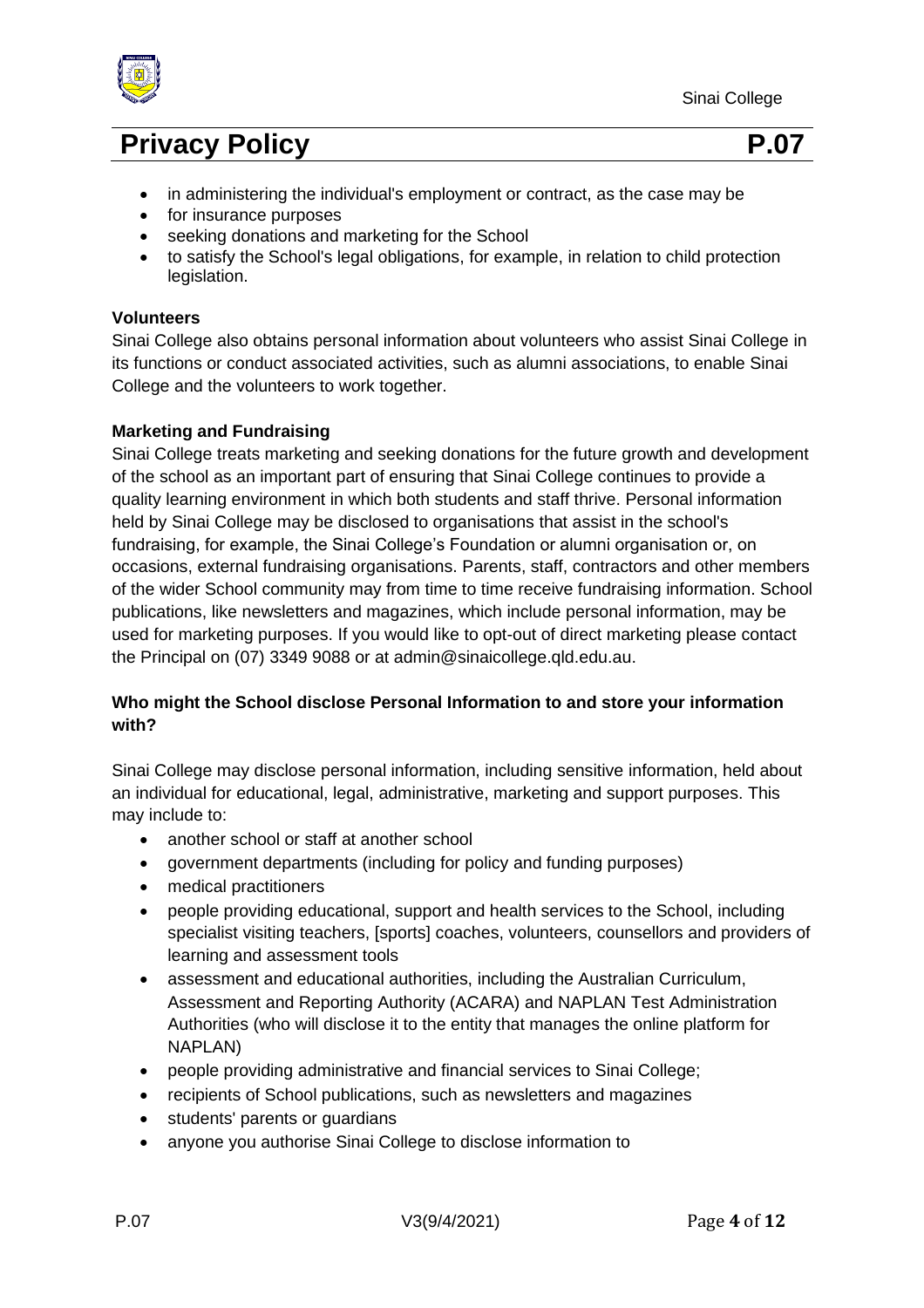- in administering the individual's employment or contract, as the case may be
- for insurance purposes
- seeking donations and marketing for the School
- to satisfy the School's legal obligations, for example, in relation to child protection legislation.

**Volunteers**

Sinai College also obtains personal information about volunteers who assist Sinai College in its functions or conduct associated activities, such as alumni associations, to enable Sinai College and the volunteers to work together.

**Marketing and Fundraising**

Sinai College treats marketing and seeking donations for the future growth and development of the school as an important part of ensuring that Sinai College continues to provide a quality learning environment in which both students and staff thrive. Personal information held by Sinai College may be disclosed to organisations that assist in the school's fundraising, for example, the Sinai College's Foundation or alumni organisation or, on occasions, external fundraising organisations. Parents, staff, contractors and other members of the wider School community may from time to time receive fundraising information. School publications, like newsletters and magazines, which include personal information, may be used for marketing purposes. If you would like to opt-out of direct marketing please contact the Principal on (07) 3349 9088 or at admin@sinaicollege.qld.edu.au.

**Who might the School disclose Personal Information to and store your information with?**

Sinai College may disclose personal information, including sensitive information, held about an individual for educational, legal, administrative, marketing and support purposes. This may include to:

- another school or staff at another school
- government departments (including for policy and funding purposes)
- medical practitioners
- people providing educational, support and health services to the School, including specialist visiting teachers, [sports] coaches, volunteers, counsellors and providers of learning and assessment tools
- assessment and educational authorities, including the Australian Curriculum, Assessment and Reporting Authority (ACARA) and NAPLAN Test Administration Authorities (who will disclose it to the entity that manages the online platform for NAPLAN)
- people providing administrative and financial services to Sinai College;
- recipients of School publications, such as newsletters and magazines
- students' parents or guardians
- anyone you authorise Sinai College to disclose information to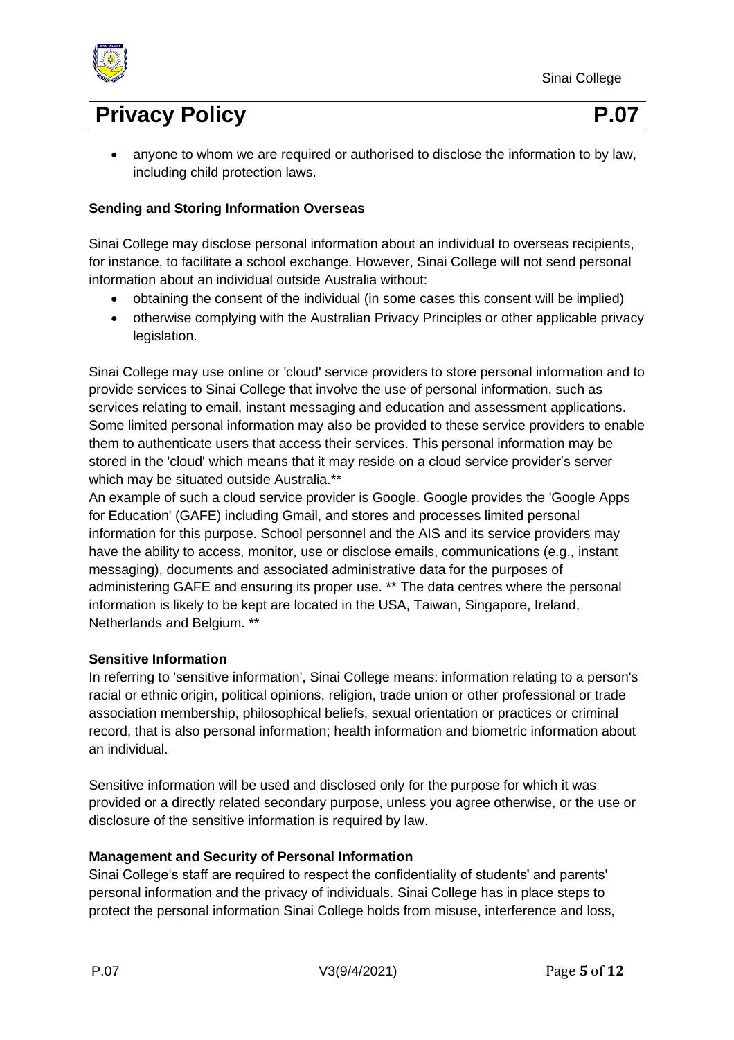- anyone to whom we are required or authorised to disclose the information to by law, including child protection laws.

**Sending and Storing Information Overseas**

Sinai College may disclose personal information about an individual to overseas recipients, for instance, to facilitate a school exchange. However, Sinai College will not send personal information about an individual outside Australia without:

- obtaining the consent of the individual (in some cases this consent will be implied)
- otherwise complying with the Australian Privacy Principles or other applicable privacy legislation.

Sinai College may use online or 'cloud' service providers to store personal information and to provide services to Sinai College that involve the use of personal information, such as services relating to email, instant messaging and education and assessment applications. Some limited personal information may also be provided to these service providers to enable them to authenticate users that access their services. This personal information may be stored in the 'cloud' which means that it may reside on a cloud service provider's server which may be situated outside Australia.**

An example of such a cloud service provider is Google. Google provides the 'Google Apps for Education' (GAFE) including Gmail, and stores and processes limited personal information for this purpose. School personnel and the AIS and its service providers may have the ability to access, monitor, use or disclose emails, communications (e.g., instant messaging), documents and associated administrative data for the purposes of administering GAFE and ensuring its proper use. ** The data centres where the personal information is likely to be kept are located in the USA, Taiwan, Singapore, Ireland, Netherlands and Belgium. **

**Sensitive Information**

In referring to 'sensitive information', Sinai College means: information relating to a person's racial or ethnic origin, political opinions, religion, trade union or other professional or trade association membership, philosophical beliefs, sexual orientation or practices or criminal record, that is also personal information; health information and biometric information about an individual.

Sensitive information will be used and disclosed only for the purpose for which it was provided or a directly related secondary purpose, unless you agree otherwise, or the use or disclosure of the sensitive information is required by law.

**Management and Security of Personal Information**

Sinai College's staff are required to respect the confidentiality of students' and parents' personal information and the privacy of individuals. Sinai College has in place steps to protect the personal information Sinai College holds from misuse, interference and loss,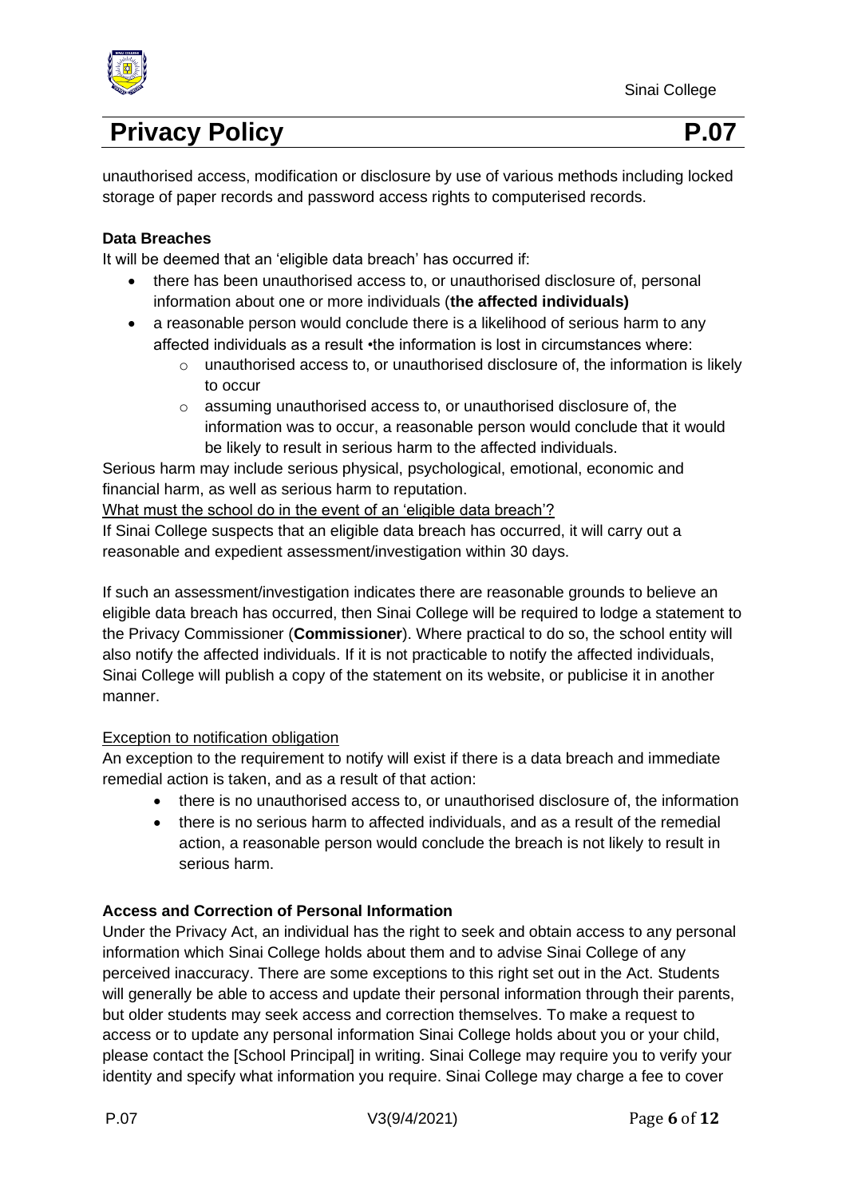unauthorised access, modification or disclosure by use of various methods including locked storage of paper records and password access rights to computerised records.

**Data Breaches**

It will be deemed that an 'eligible data breach' has occurred if:

- there has been unauthorised access to, or unauthorised disclosure of, personal information about one or more individuals (**the affected individuals)**
- a reasonable person would conclude there is a likelihood of serious harm to any affected individuals as a result •the information is lost in circumstances where:
  - unauthorised access to, or unauthorised disclosure of, the information is likely to occur
  - assuming unauthorised access to, or unauthorised disclosure of, the information was to occur, a reasonable person would conclude that it would be likely to result in serious harm to the affected individuals.

Serious harm may include serious physical, psychological, emotional, economic and financial harm, as well as serious harm to reputation.

What must the school do in the event of an 'eligible data breach'?

If Sinai College suspects that an eligible data breach has occurred, it will carry out a reasonable and expedient assessment/investigation within 30 days.

If such an assessment/investigation indicates there are reasonable grounds to believe an eligible data breach has occurred, then Sinai College will be required to lodge a statement to the Privacy Commissioner (**Commissioner**). Where practical to do so, the school entity will also notify the affected individuals. If it is not practicable to notify the affected individuals, Sinai College will publish a copy of the statement on its website, or publicise it in another manner.

Exception to notification obligation

An exception to the requirement to notify will exist if there is a data breach and immediate remedial action is taken, and as a result of that action:

- there is no unauthorised access to, or unauthorised disclosure of, the information
- there is no serious harm to affected individuals, and as a result of the remedial action, a reasonable person would conclude the breach is not likely to result in serious harm.

**Access and Correction of Personal Information**

Under the Privacy Act, an individual has the right to seek and obtain access to any personal information which Sinai College holds about them and to advise Sinai College of any perceived inaccuracy. There are some exceptions to this right set out in the Act. Students will generally be able to access and update their personal information through their parents, but older students may seek access and correction themselves. To make a request to access or to update any personal information Sinai College holds about you or your child, please contact the [School Principal] in writing. Sinai College may require you to verify your identity and specify what information you require. Sinai College may charge a fee to cover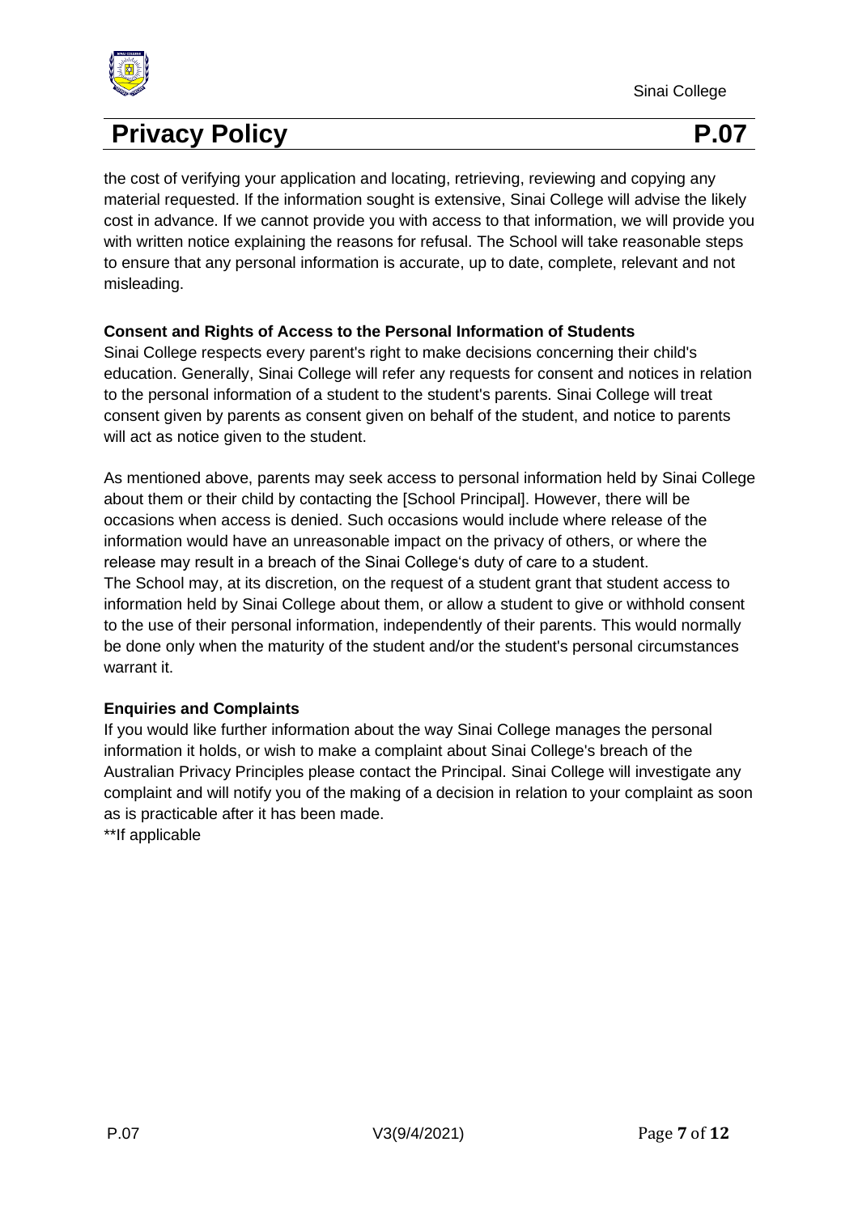the cost of verifying your application and locating, retrieving, reviewing and copying any material requested. If the information sought is extensive, Sinai College will advise the likely cost in advance. If we cannot provide you with access to that information, we will provide you with written notice explaining the reasons for refusal. The School will take reasonable steps to ensure that any personal information is accurate, up to date, complete, relevant and not misleading.

**Consent and Rights of Access to the Personal Information of Students**

Sinai College respects every parent's right to make decisions concerning their child's education. Generally, Sinai College will refer any requests for consent and notices in relation to the personal information of a student to the student's parents. Sinai College will treat consent given by parents as consent given on behalf of the student, and notice to parents will act as notice given to the student.

As mentioned above, parents may seek access to personal information held by Sinai College about them or their child by contacting the [School Principal]. However, there will be occasions when access is denied. Such occasions would include where release of the information would have an unreasonable impact on the privacy of others, or where the release may result in a breach of the Sinai College's duty of care to a student.
The School may, at its discretion, on the request of a student grant that student access to information held by Sinai College about them, or allow a student to give or withhold consent to the use of their personal information, independently of their parents. This would normally be done only when the maturity of the student and/or the student's personal circumstances warrant it.

**Enquiries and Complaints**

If you would like further information about the way Sinai College manages the personal information it holds, or wish to make a complaint about Sinai College's breach of the Australian Privacy Principles please contact the Principal. Sinai College will investigate any complaint and will notify you of the making of a decision in relation to your complaint as soon as is practicable after it has been made.
**If applicable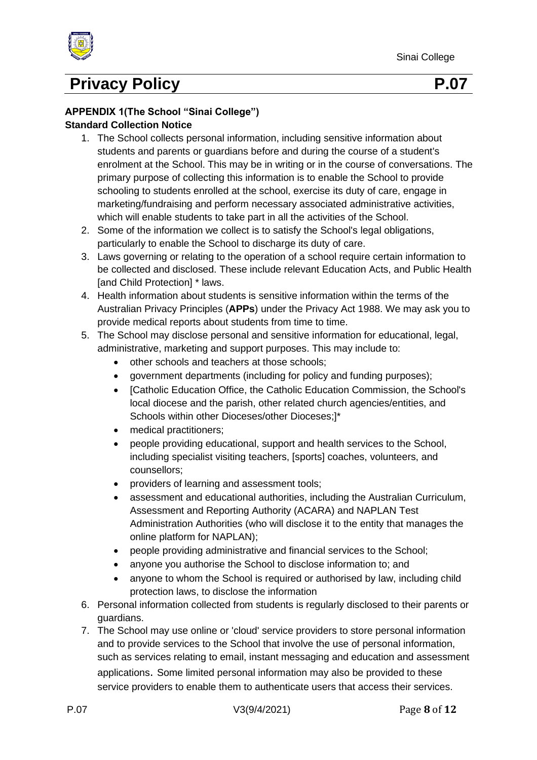# Privacy Policy P.07

**APPENDIX 1(The School "Sinai College")**

**Standard Collection Notice**

1. The School collects personal information, including sensitive information about students and parents or guardians before and during the course of a student's enrolment at the School. This may be in writing or in the course of conversations. The primary purpose of collecting this information is to enable the School to provide schooling to students enrolled at the school, exercise its duty of care, engage in marketing/fundraising and perform necessary associated administrative activities, which will enable students to take part in all the activities of the School.
2. Some of the information we collect is to satisfy the School's legal obligations, particularly to enable the School to discharge its duty of care.
3. Laws governing or relating to the operation of a school require certain information to be collected and disclosed. These include relevant Education Acts, and Public Health [and Child Protection] * laws.
4. Health information about students is sensitive information within the terms of the Australian Privacy Principles (**APPs**) under the Privacy Act 1988. We may ask you to provide medical reports about students from time to time.
5. The School may disclose personal and sensitive information for educational, legal, administrative, marketing and support purposes. This may include to:
   - other schools and teachers at those schools;
   - government departments (including for policy and funding purposes);
   - [Catholic Education Office, the Catholic Education Commission, the School's local diocese and the parish, other related church agencies/entities, and Schools within other Dioceses/other Dioceses;]*
   - medical practitioners;
   - people providing educational, support and health services to the School, including specialist visiting teachers, [sports] coaches, volunteers, and counsellors;
   - providers of learning and assessment tools;
   - assessment and educational authorities, including the Australian Curriculum, Assessment and Reporting Authority (ACARA) and NAPLAN Test Administration Authorities (who will disclose it to the entity that manages the online platform for NAPLAN);
   - people providing administrative and financial services to the School;
   - anyone you authorise the School to disclose information to; and
   - anyone to whom the School is required or authorised by law, including child protection laws, to disclose the information
6. Personal information collected from students is regularly disclosed to their parents or guardians.
7. The School may use online or 'cloud' service providers to store personal information and to provide services to the School that involve the use of personal information, such as services relating to email, instant messaging and education and assessment applications. Some limited personal information may also be provided to these service providers to enable them to authenticate users that access their services.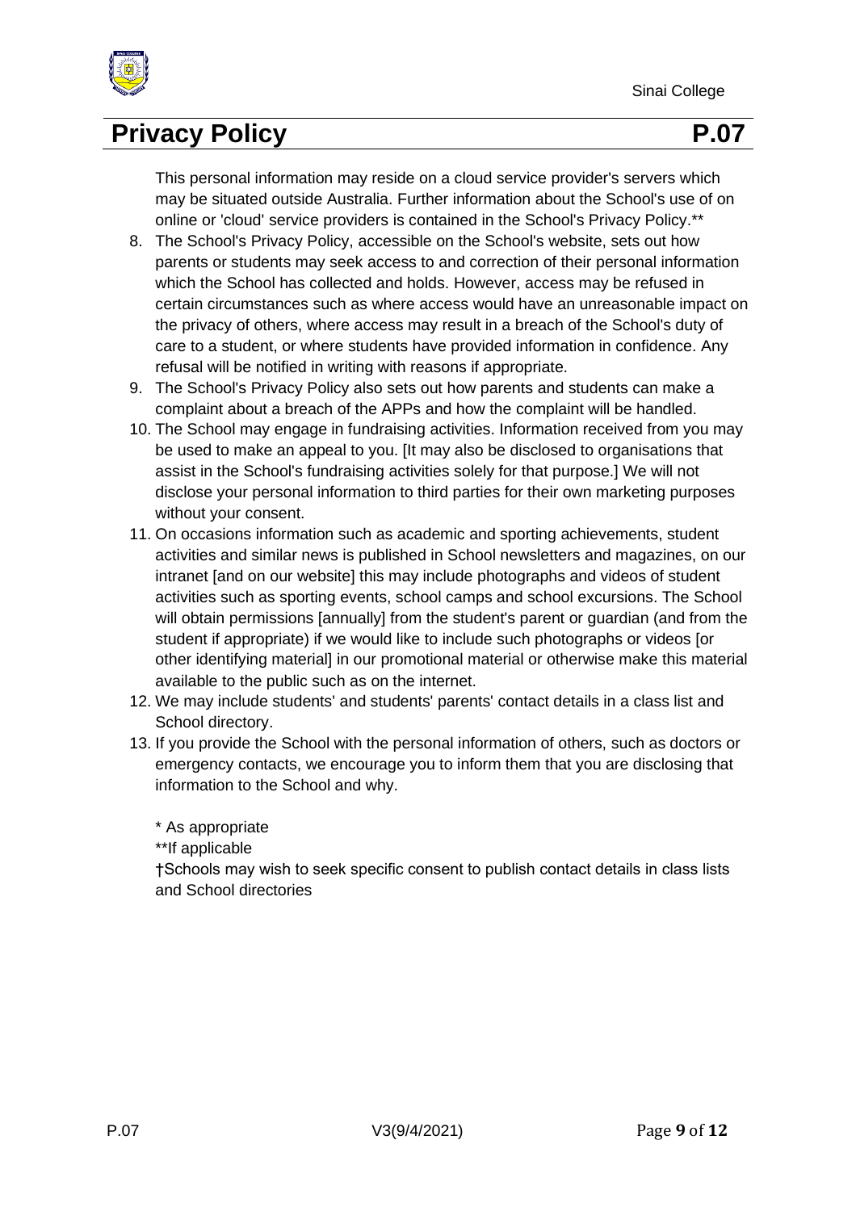This personal information may reside on a cloud service provider's servers which may be situated outside Australia. Further information about the School's use of on online or 'cloud' service providers is contained in the School's Privacy Policy.**

8. The School's Privacy Policy, accessible on the School's website, sets out how parents or students may seek access to and correction of their personal information which the School has collected and holds. However, access may be refused in certain circumstances such as where access would have an unreasonable impact on the privacy of others, where access may result in a breach of the School's duty of care to a student, or where students have provided information in confidence. Any refusal will be notified in writing with reasons if appropriate.
9. The School's Privacy Policy also sets out how parents and students can make a complaint about a breach of the APPs and how the complaint will be handled.
10. The School may engage in fundraising activities. Information received from you may be used to make an appeal to you. [It may also be disclosed to organisations that assist in the School's fundraising activities solely for that purpose.] We will not disclose your personal information to third parties for their own marketing purposes without your consent.
11. On occasions information such as academic and sporting achievements, student activities and similar news is published in School newsletters and magazines, on our intranet [and on our website] this may include photographs and videos of student activities such as sporting events, school camps and school excursions. The School will obtain permissions [annually] from the student's parent or guardian (and from the student if appropriate) if we would like to include such photographs or videos [or other identifying material] in our promotional material or otherwise make this material available to the public such as on the internet.
12. We may include students' and students' parents' contact details in a class list and School directory.
13. If you provide the School with the personal information of others, such as doctors or emergency contacts, we encourage you to inform them that you are disclosing that information to the School and why.

\* As appropriate

**If applicable

†Schools may wish to seek specific consent to publish contact details in class lists and School directories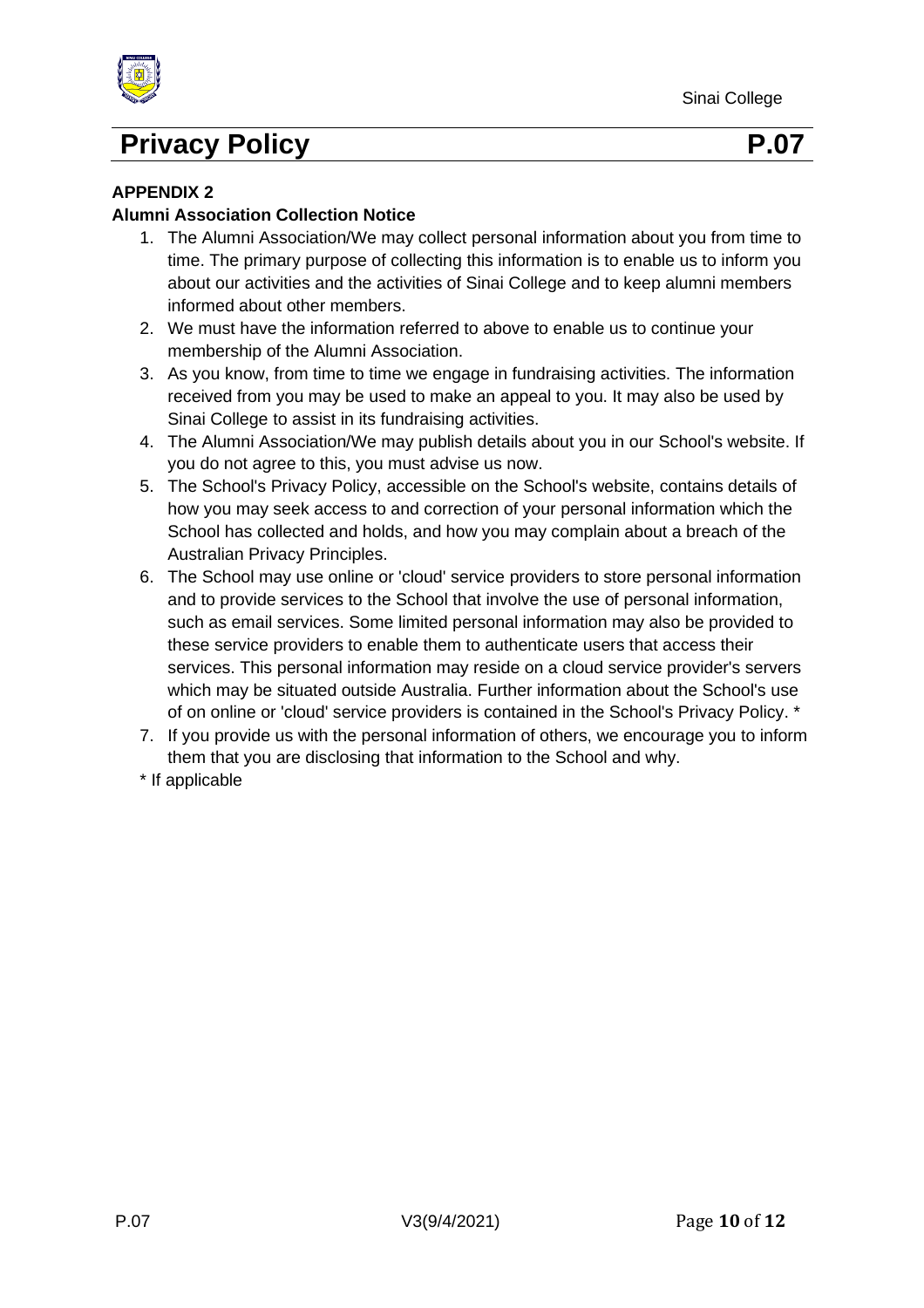**APPENDIX 2**

**Alumni Association Collection Notice**

1. The Alumni Association/We may collect personal information about you from time to time. The primary purpose of collecting this information is to enable us to inform you about our activities and the activities of Sinai College and to keep alumni members informed about other members.
2. We must have the information referred to above to enable us to continue your membership of the Alumni Association.
3. As you know, from time to time we engage in fundraising activities. The information received from you may be used to make an appeal to you. It may also be used by Sinai College to assist in its fundraising activities.
4. The Alumni Association/We may publish details about you in our School's website. If you do not agree to this, you must advise us now.
5. The School's Privacy Policy, accessible on the School's website, contains details of how you may seek access to and correction of your personal information which the School has collected and holds, and how you may complain about a breach of the Australian Privacy Principles.
6. The School may use online or 'cloud' service providers to store personal information and to provide services to the School that involve the use of personal information, such as email services. Some limited personal information may also be provided to these service providers to enable them to authenticate users that access their services. This personal information may reside on a cloud service provider's servers which may be situated outside Australia. Further information about the School's use of on online or 'cloud' service providers is contained in the School's Privacy Policy. *
7. If you provide us with the personal information of others, we encourage you to inform them that you are disclosing that information to the School and why.

\* If applicable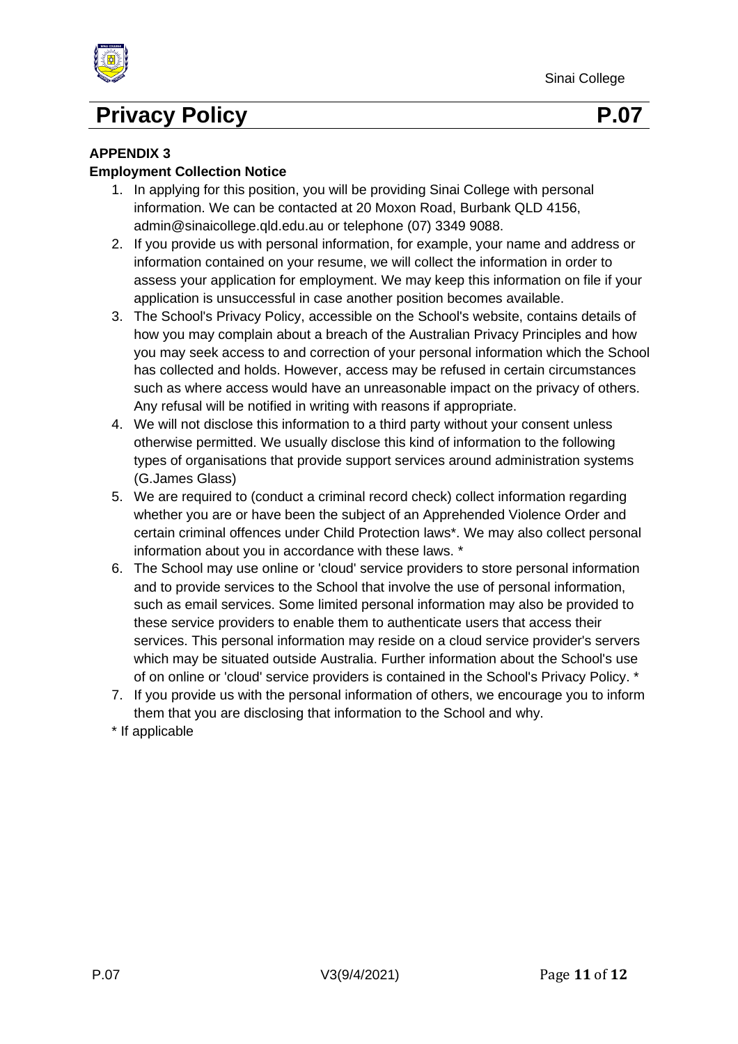# Privacy Policy P.07

**APPENDIX 3**

**Employment Collection Notice**

1. In applying for this position, you will be providing Sinai College with personal information. We can be contacted at 20 Moxon Road, Burbank QLD 4156, admin@sinaicollege.qld.edu.au or telephone (07) 3349 9088.
2. If you provide us with personal information, for example, your name and address or information contained on your resume, we will collect the information in order to assess your application for employment. We may keep this information on file if your application is unsuccessful in case another position becomes available.
3. The School's Privacy Policy, accessible on the School's website, contains details of how you may complain about a breach of the Australian Privacy Principles and how you may seek access to and correction of your personal information which the School has collected and holds. However, access may be refused in certain circumstances such as where access would have an unreasonable impact on the privacy of others. Any refusal will be notified in writing with reasons if appropriate.
4. We will not disclose this information to a third party without your consent unless otherwise permitted. We usually disclose this kind of information to the following types of organisations that provide support services around administration systems (G.James Glass)
5. We are required to (conduct a criminal record check) collect information regarding whether you are or have been the subject of an Apprehended Violence Order and certain criminal offences under Child Protection laws*. We may also collect personal information about you in accordance with these laws. *
6. The School may use online or 'cloud' service providers to store personal information and to provide services to the School that involve the use of personal information, such as email services. Some limited personal information may also be provided to these service providers to enable them to authenticate users that access their services. This personal information may reside on a cloud service provider's servers which may be situated outside Australia. Further information about the School's use of on online or 'cloud' service providers is contained in the School's Privacy Policy. *
7. If you provide us with the personal information of others, we encourage you to inform them that you are disclosing that information to the School and why.

\* If applicable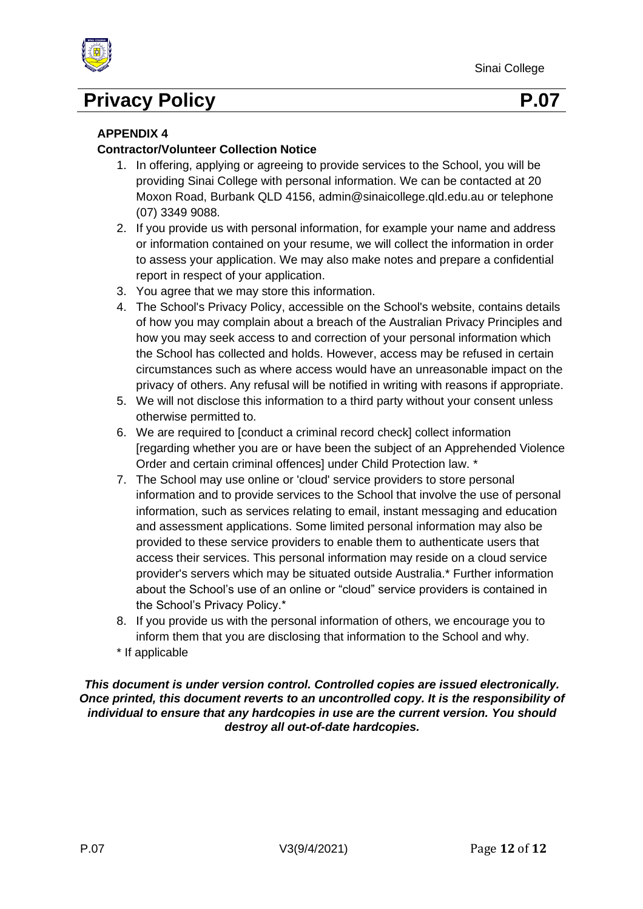**APPENDIX 4**

**Contractor/Volunteer Collection Notice**

1. In offering, applying or agreeing to provide services to the School, you will be providing Sinai College with personal information. We can be contacted at 20 Moxon Road, Burbank QLD 4156, admin@sinaicollege.qld.edu.au or telephone (07) 3349 9088.
2. If you provide us with personal information, for example your name and address or information contained on your resume, we will collect the information in order to assess your application. We may also make notes and prepare a confidential report in respect of your application.
3. You agree that we may store this information.
4. The School's Privacy Policy, accessible on the School's website, contains details of how you may complain about a breach of the Australian Privacy Principles and how you may seek access to and correction of your personal information which the School has collected and holds. However, access may be refused in certain circumstances such as where access would have an unreasonable impact on the privacy of others. Any refusal will be notified in writing with reasons if appropriate.
5. We will not disclose this information to a third party without your consent unless otherwise permitted to.
6. We are required to [conduct a criminal record check] collect information [regarding whether you are or have been the subject of an Apprehended Violence Order and certain criminal offences] under Child Protection law. *
7. The School may use online or 'cloud' service providers to store personal information and to provide services to the School that involve the use of personal information, such as services relating to email, instant messaging and education and assessment applications. Some limited personal information may also be provided to these service providers to enable them to authenticate users that access their services. This personal information may reside on a cloud service provider's servers which may be situated outside Australia.* Further information about the School's use of an online or "cloud" service providers is contained in the School's Privacy Policy.*
8. If you provide us with the personal information of others, we encourage you to inform them that you are disclosing that information to the School and why.

\* If applicable

***This document is under version control. Controlled copies are issued electronically. Once printed, this document reverts to an uncontrolled copy. It is the responsibility of individual to ensure that any hardcopies in use are the current version. You should destroy all out-of-date hardcopies.***